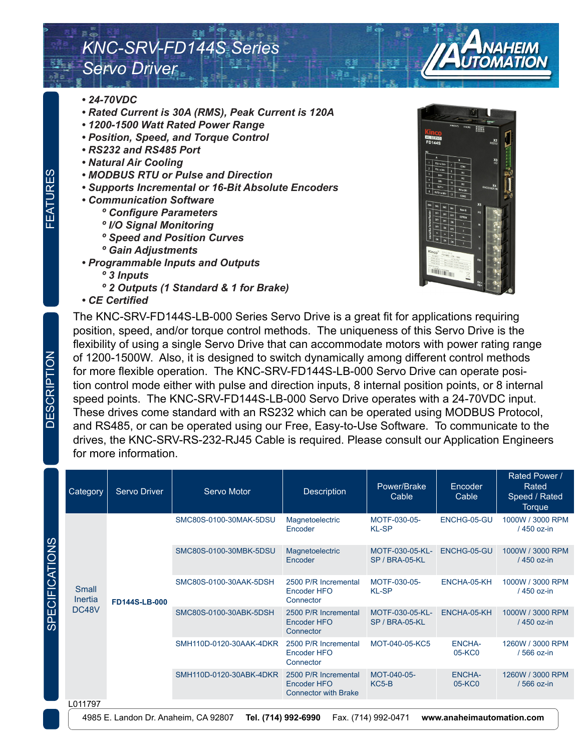# KNC-SRV-FD144S Series Servo Driver

## FEATURES

- *24-70VDC*
- *Rated Current is 30A (RMS), Peak Current is 120A*
- *1200-1500 Watt Rated Power Range*
- *Position, Speed, and Torque Control*
- *RS232 and RS485 Port*
- *Natural Air Cooling*
- *MODBUS RTU or Pulse and Direction*
- *Supports Incremental or 16-Bit Absolute Encoders*
- *Communication Software*
  - *Configure Parameters*
  - *I/O Signal Monitoring*
  - *Speed and Position Curves*
  - *Gain Adjustments*
- *Programmable Inputs and Outputs*
  - *3 Inputs*
  - *2 Outputs (1 Standard & 1 for Brake)*
- *CE Certified*

## DESCRIPTION

The KNC-SRV-FD144S-LB-000 Series Servo Drive is a great fit for applications requiring position, speed, and/or torque control methods. The uniqueness of this Servo Drive is the flexibility of using a single Servo Drive that can accommodate motors with power rating range of 1200-1500W. Also, it is designed to switch dynamically among different control methods for more flexible operation. The KNC-SRV-FD144S-LB-000 Servo Drive can operate position control mode either with pulse and direction inputs, 8 internal position points, or 8 internal speed points. The KNC-SRV-FD144S-LB-000 Servo Drive operates with a 24-70VDC input. These drives come standard with an RS232 which can be operated using MODBUS Protocol, and RS485, or can be operated using our Free, Easy-to-Use Software. To communicate to the drives, the KNC-SRV-RS-232-RJ45 Cable is required. Please consult our Application Engineers for more information.

## SPECIFICATIONS

| Category | Servo Driver | Servo Motor | Description | Power/Brake Cable | Encoder Cable | Rated Power / Rated Speed / Rated Torque |
|---|---|---|---|---|---|---|
| Small Inertia DC48V | **FD144S-LB-000** | SMC80S-0100-30MAK-5DSU | Magnetoelectric Encoder | MOTF-030-05-KL-SP | ENCHG-05-GU | 1000W / 3000 RPM / 450 oz-in |
| | | SMC80S-0100-30MBK-5DSU | Magnetoelectric Encoder | MOTF-030-05-KL-SP / BRA-05-KL | ENCHG-05-GU | 1000W / 3000 RPM / 450 oz-in |
| | | SMC80S-0100-30AAK-5DSH | 2500 P/R Incremental Encoder HFO Connector | MOTF-030-05-KL-SP | ENCHA-05-KH | 1000W / 3000 RPM / 450 oz-in |
| | | SMC80S-0100-30ABK-5DSH | 2500 P/R Incremental Encoder HFO Connector | MOTF-030-05-KL-SP / BRA-05-KL | ENCHA-05-KH | 1000W / 3000 RPM / 450 oz-in |
| | | SMH110D-0120-30AAK-4DKR | 2500 P/R Incremental Encoder HFO Connector | MOT-040-05-KC5 | ENCHA-05-KC0 | 1260W / 3000 RPM / 566 oz-in |
| | | SMH110D-0120-30ABK-4DKR | 2500 P/R Incremental Encoder HFO Connector with Brake | MOT-040-05-KC5-B | ENCHA-05-KC0 | 1260W / 3000 RPM / 566 oz-in |

L011797

4985 E. Landon Dr. Anaheim, CA 92807 **Tel. (714) 992-6990** Fax. (714) 992-0471 **www.anaheimautomation.com**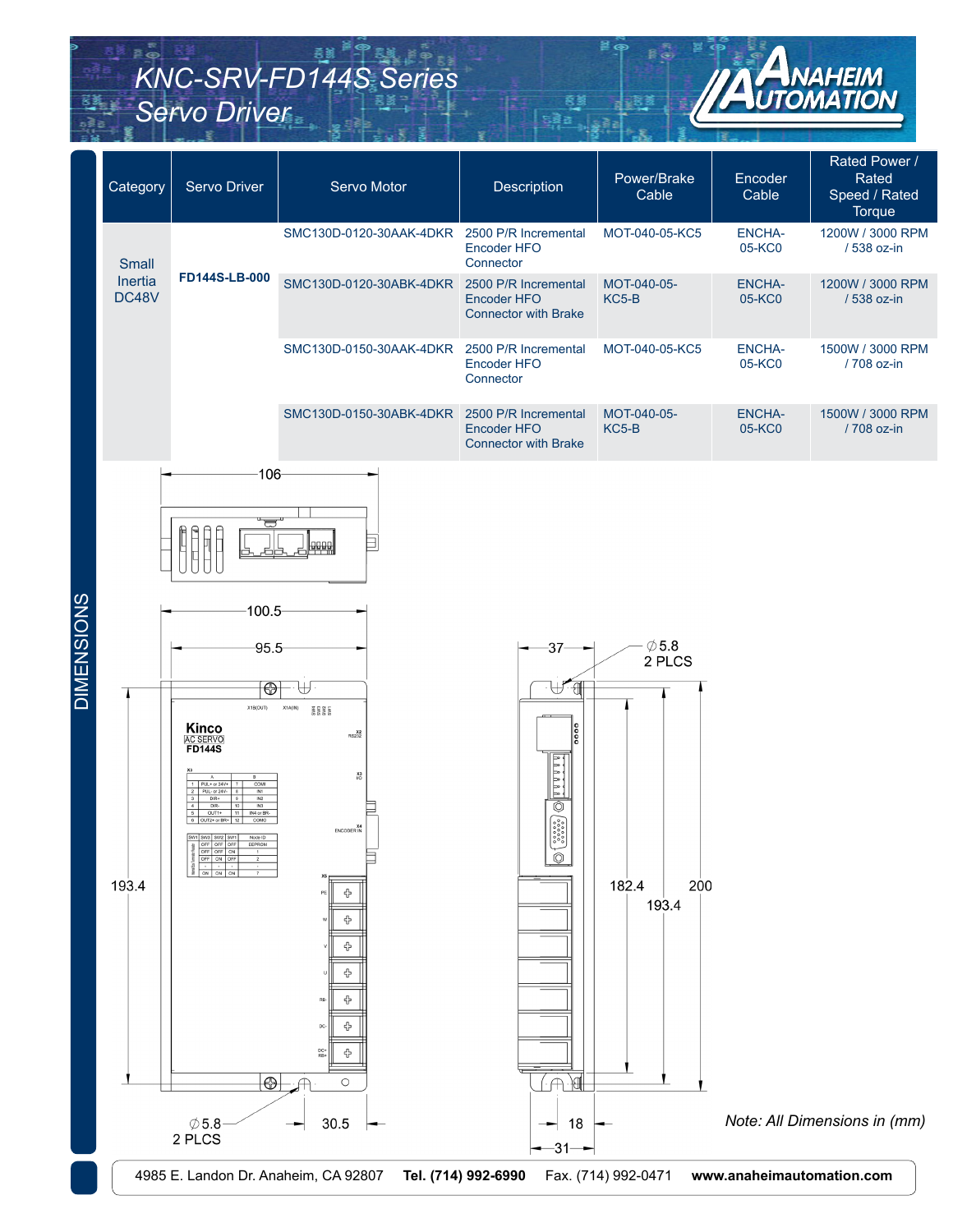# KNC-SRV-FD144S Series Servo Driver

| Category | Servo Driver | Servo Motor | Description | Power/Brake Cable | Encoder Cable | Rated Power / Rated Speed / Rated Torque |
|---|---|---|---|---|---|---|
| Small Inertia DC48V | FD144S-LB-000 | SMC130D-0120-30AAK-4DKR | 2500 P/R Incremental Encoder HFO Connector | MOT-040-05-KC5 | ENCHA-05-KC0 | 1200W / 3000 RPM / 538 oz-in |
| | | SMC130D-0120-30ABK-4DKR | 2500 P/R Incremental Encoder HFO Connector with Brake | MOT-040-05-KC5-B | ENCHA-05-KC0 | 1200W / 3000 RPM / 538 oz-in |
| | | SMC130D-0150-30AAK-4DKR | 2500 P/R Incremental Encoder HFO Connector | MOT-040-05-KC5 | ENCHA-05-KC0 | 1500W / 3000 RPM / 708 oz-in |
| | | SMC130D-0150-30ABK-4DKR | 2500 P/R Incremental Encoder HFO Connector with Brake | MOT-040-05-KC5-B | ENCHA-05-KC0 | 1500W / 3000 RPM / 708 oz-in |

## DIMENSIONS

*Note: All Dimensions in (mm)*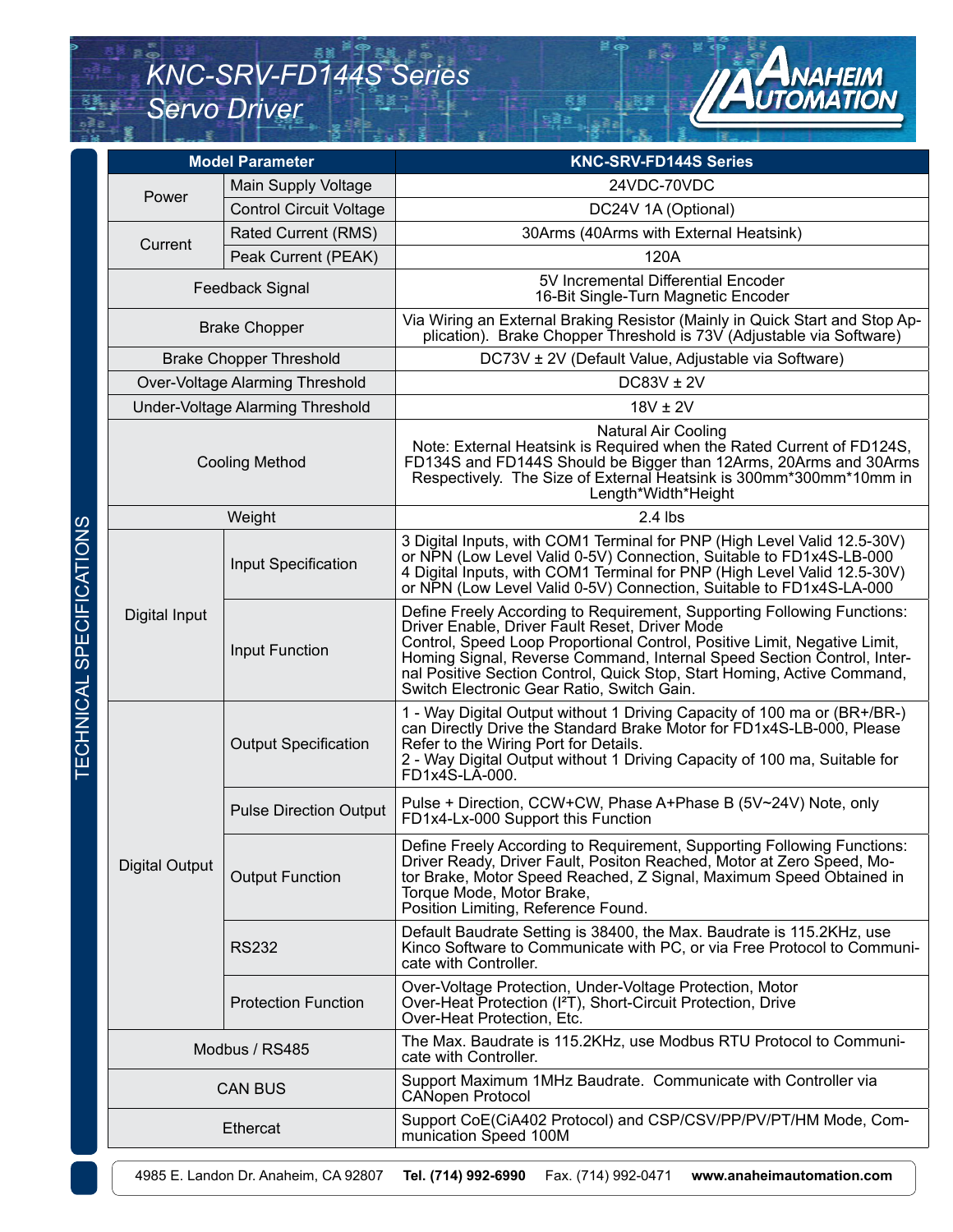# KNC-SRV-FD144S Series
## Servo Driver

TECHNICAL SPECIFICATIONS

| Model Parameter | | KNC-SRV-FD144S Series |
|---|---|---|
| Power | Main Supply Voltage | 24VDC-70VDC |
| | Control Circuit Voltage | DC24V 1A (Optional) |
| Current | Rated Current (RMS) | 30Arms (40Arms with External Heatsink) |
| | Peak Current (PEAK) | 120A |
| Feedback Signal | | 5V Incremental Differential Encoder<br>16-Bit Single-Turn Magnetic Encoder |
| Brake Chopper | | Via Wiring an External Braking Resistor (Mainly in Quick Start and Stop Application). Brake Chopper Threshold is 73V (Adjustable via Software) |
| Brake Chopper Threshold | | DC73V ± 2V (Default Value, Adjustable via Software) |
| Over-Voltage Alarming Threshold | | DC83V ± 2V |
| Under-Voltage Alarming Threshold | | 18V ± 2V |
| Cooling Method | | Natural Air Cooling<br>Note: External Heatsink is Required when the Rated Current of FD124S, FD134S and FD144S Should be Bigger than 12Arms, 20Arms and 30Arms Respectively. The Size of External Heatsink is 300mm*300mm*10mm in Length*Width*Height |
| Weight | | 2.4 lbs |
| Digital Input | Input Specification | 3 Digital Inputs, with COM1 Terminal for PNP (High Level Valid 12.5-30V) or NPN (Low Level Valid 0-5V) Connection, Suitable to FD1x4S-LB-000<br>4 Digital Inputs, with COM1 Terminal for PNP (High Level Valid 12.5-30V) or NPN (Low Level Valid 0-5V) Connection, Suitable to FD1x4S-LA-000 |
| | Input Function | Define Freely According to Requirement, Supporting Following Functions: Driver Enable, Driver Fault Reset, Driver Mode<br>Control, Speed Loop Proportional Control, Positive Limit, Negative Limit, Homing Signal, Reverse Command, Internal Speed Section Control, Internal Positive Section Control, Quick Stop, Start Homing, Active Command, Switch Electronic Gear Ratio, Switch Gain. |
| Digital Output | Output Specification | 1 - Way Digital Output without 1 Driving Capacity of 100 ma or (BR+/BR-) can Directly Drive the Standard Brake Motor for FD1x4S-LB-000, Please Refer to the Wiring Port for Details.<br>2 - Way Digital Output without 1 Driving Capacity of 100 ma, Suitable for FD1x4S-LA-000. |
| | Pulse Direction Output | Pulse + Direction, CCW+CW, Phase A+Phase B (5V~24V) Note, only FD1x4-Lx-000 Support this Function |
| | Output Function | Define Freely According to Requirement, Supporting Following Functions: Driver Ready, Driver Fault, Positon Reached, Motor at Zero Speed, Motor Brake, Motor Speed Reached, Z Signal, Maximum Speed Obtained in Torque Mode, Motor Brake,<br>Position Limiting, Reference Found. |
| | RS232 | Default Baudrate Setting is 38400, the Max. Baudrate is 115.2KHz, use Kinco Software to Communicate with PC, or via Free Protocol to Communicate with Controller. |
| | Protection Function | Over-Voltage Protection, Under-Voltage Protection, Motor Over-Heat Protection (I²T), Short-Circuit Protection, Drive Over-Heat Protection, Etc. |
| Modbus / RS485 | | The Max. Baudrate is 115.2KHz, use Modbus RTU Protocol to Communicate with Controller. |
| CAN BUS | | Support Maximum 1MHz Baudrate. Communicate with Controller via CANopen Protocol |
| Ethercat | | Support CoE(CiA402 Protocol) and CSP/CSV/PP/PV/PT/HM Mode, Communication Speed 100M |

4985 E. Landon Dr. Anaheim, CA 92807 **Tel. (714) 992-6990** Fax. (714) 992-0471 **www.anaheimautomation.com**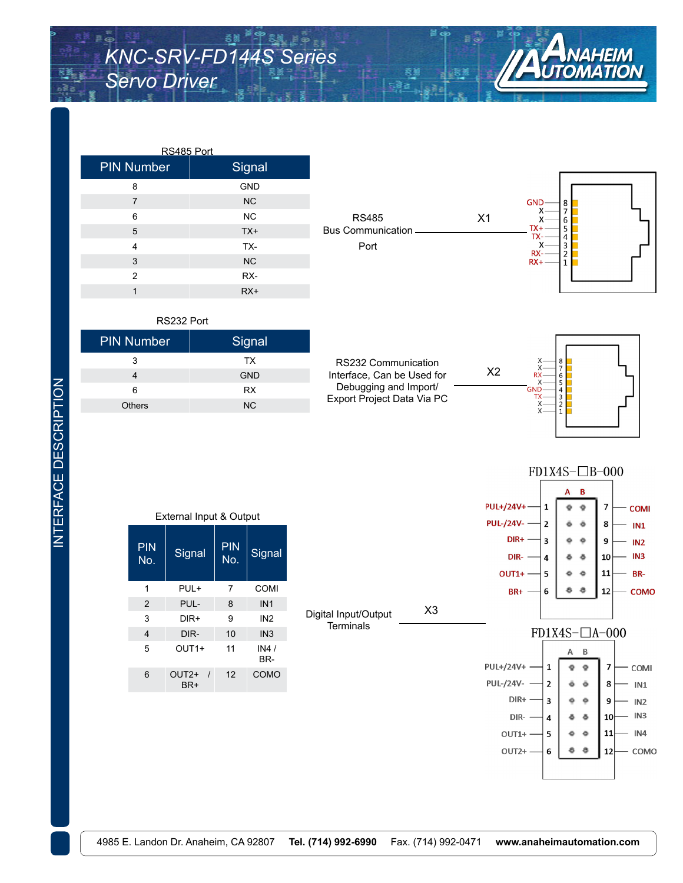## INTERFACE DESCRIPTION

RS485 Port

| PIN Number | Signal |
|---|---|
| 8 | GND |
| 7 | NC |
| 6 | NC |
| 5 | TX+ |
| 4 | TX- |
| 3 | NC |
| 2 | RX- |
| 1 | RX+ |

RS485 Bus Communication Port — X1

GND — 8, X — 7, X — 6, TX+ — 5, TX- — 4, X — 3, RX- — 2, RX+ — 1

RS232 Port

| PIN Number | Signal |
|---|---|
| 3 | TX |
| 4 | GND |
| 6 | RX |
| Others | NC |

RS232 Communication Interface, Can be Used for Debugging and Import/ Export Project Data Via PC — X2

X — 8, X — 7, RX — 6, X — 5, GND — 4, TX — 3, X — 2, X — 1

External Input & Output

| PIN No. | Signal | PIN No. | Signal |
|---|---|---|---|
| 1 | PUL+ | 7 | COMI |
| 2 | PUL- | 8 | IN1 |
| 3 | DIR+ | 9 | IN2 |
| 4 | DIR- | 10 | IN3 |
| 5 | OUT1+ | 11 | IN4 / BR- |
| 6 | OUT2+ / BR+ | 12 | COMO |

Digital Input/Output Terminals — X3

FD1X4S-□B-000

| Signal | Pin (A) | Pin (B) | Signal |
|---|---|---|---|
| PUL+/24V+ | 1 | 7 | COMI |
| PUL-/24V- | 2 | 8 | IN1 |
| DIR+ | 3 | 9 | IN2 |
| DIR- | 4 | 10 | IN3 |
| OUT1+ | 5 | 11 | BR- |
| BR+ | 6 | 12 | COMO |

FD1X4S-□A-000

| Signal | Pin (A) | Pin (B) | Signal |
|---|---|---|---|
| PUL+/24V+ | 1 | 7 | COMI |
| PUL-/24V- | 2 | 8 | IN1 |
| DIR+ | 3 | 9 | IN2 |
| DIR- | 4 | 10 | IN3 |
| OUT1+ | 5 | 11 | IN4 |
| OUT2+ | 6 | 12 | COMO |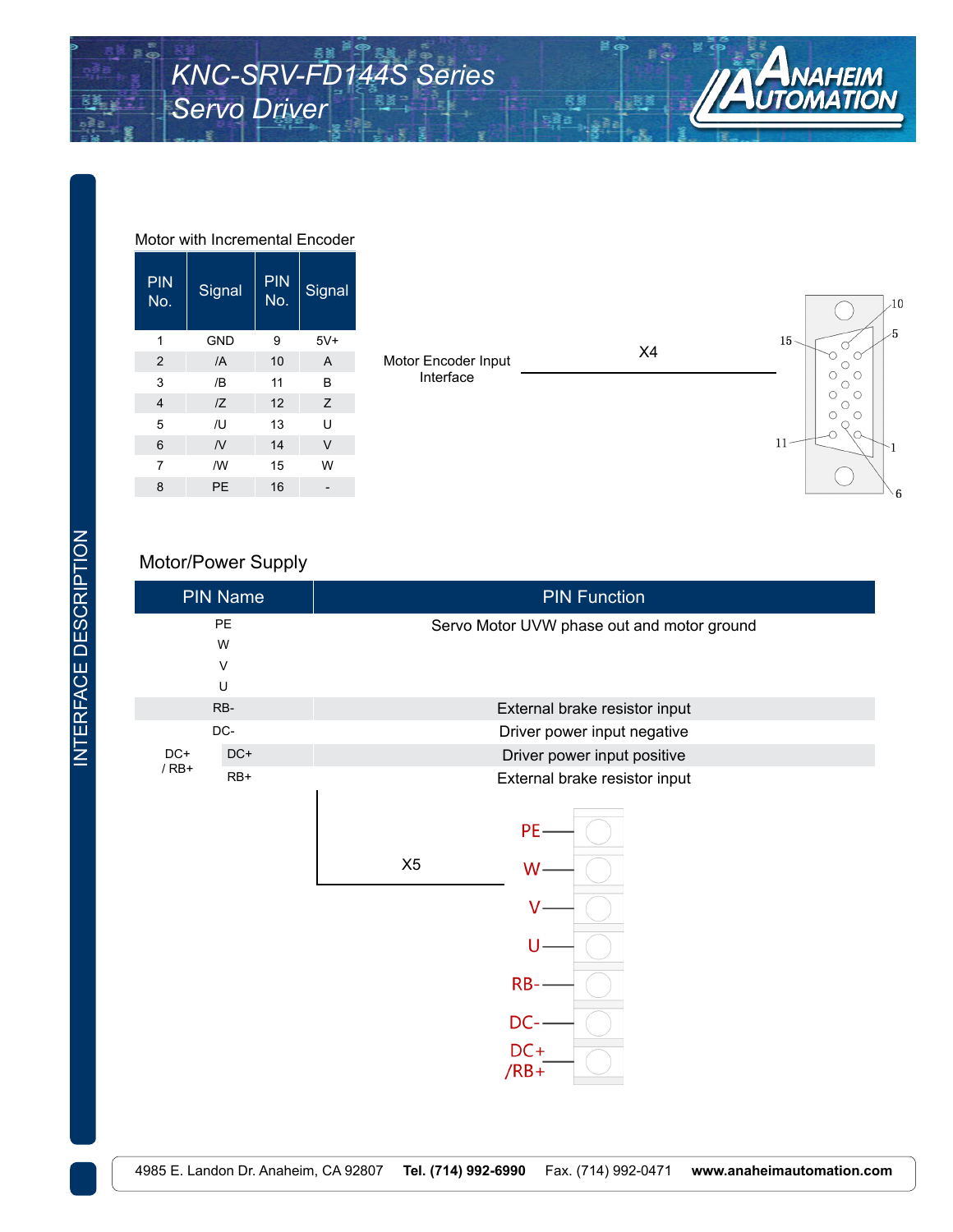## Motor with Incremental Encoder

| PIN No. | Signal | PIN No. | Signal |
|---|---|---|---|
| 1 | GND | 9 | 5V+ |
| 2 | /A | 10 | A |
| 3 | /B | 11 | B |
| 4 | /Z | 12 | Z |
| 5 | /U | 13 | U |
| 6 | /V | 14 | V |
| 7 | /W | 15 | W |
| 8 | PE | 16 | - |

Motor Encoder Input Interface — X4

## Motor/Power Supply

| PIN Name | | PIN Function |
|---|---|---|
| PE | | Servo Motor UVW phase out and motor ground |
| W | | |
| V | | |
| U | | |
| RB- | | External brake resistor input |
| DC- | | Driver power input negative |
| DC+ / RB+ | DC+ | Driver power input positive |
| | RB+ | External brake resistor input |

X5: PE, W, V, U, RB-, DC-, DC+ /RB+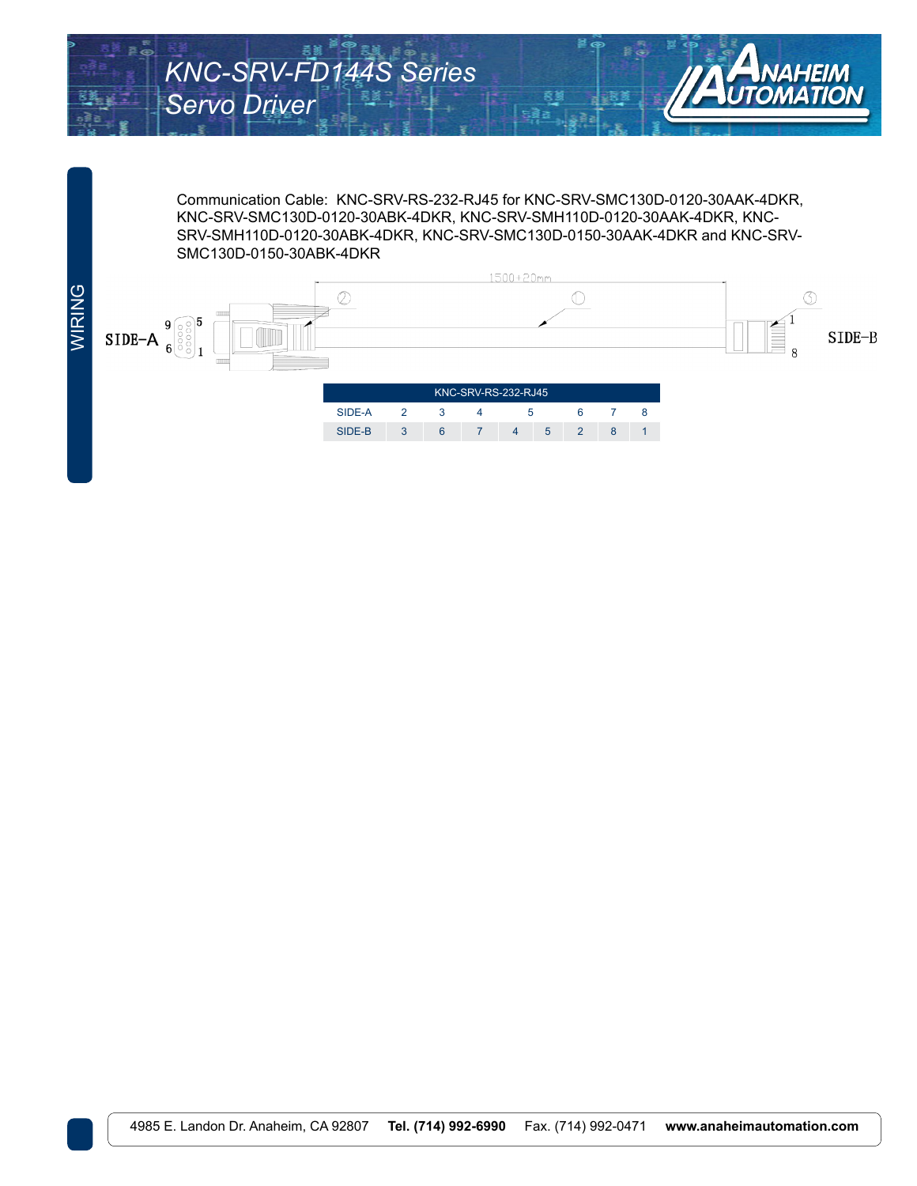Communication Cable: KNC-SRV-RS-232-RJ45 for KNC-SRV-SMC130D-0120-30AAK-4DKR, KNC-SRV-SMC130D-0120-30ABK-4DKR, KNC-SRV-SMH110D-0120-30AAK-4DKR, KNC-SRV-SMH110D-0120-30ABK-4DKR, KNC-SRV-SMC130D-0150-30AAK-4DKR and KNC-SRV-SMC130D-0150-30ABK-4DKR

1500±20mm

SIDE-A

9 5

6 1

②

①

③

1

8

SIDE-B

| KNC-SRV-RS-232-RJ45 | | | | | | | | |
|---|---|---|---|---|---|---|---|---|
| SIDE-A | 2 | 3 | 4 | 5 | | 6 | 7 | 8 |
| SIDE-B | 3 | 6 | 7 | 4 | 5 | 2 | 8 | 1 |